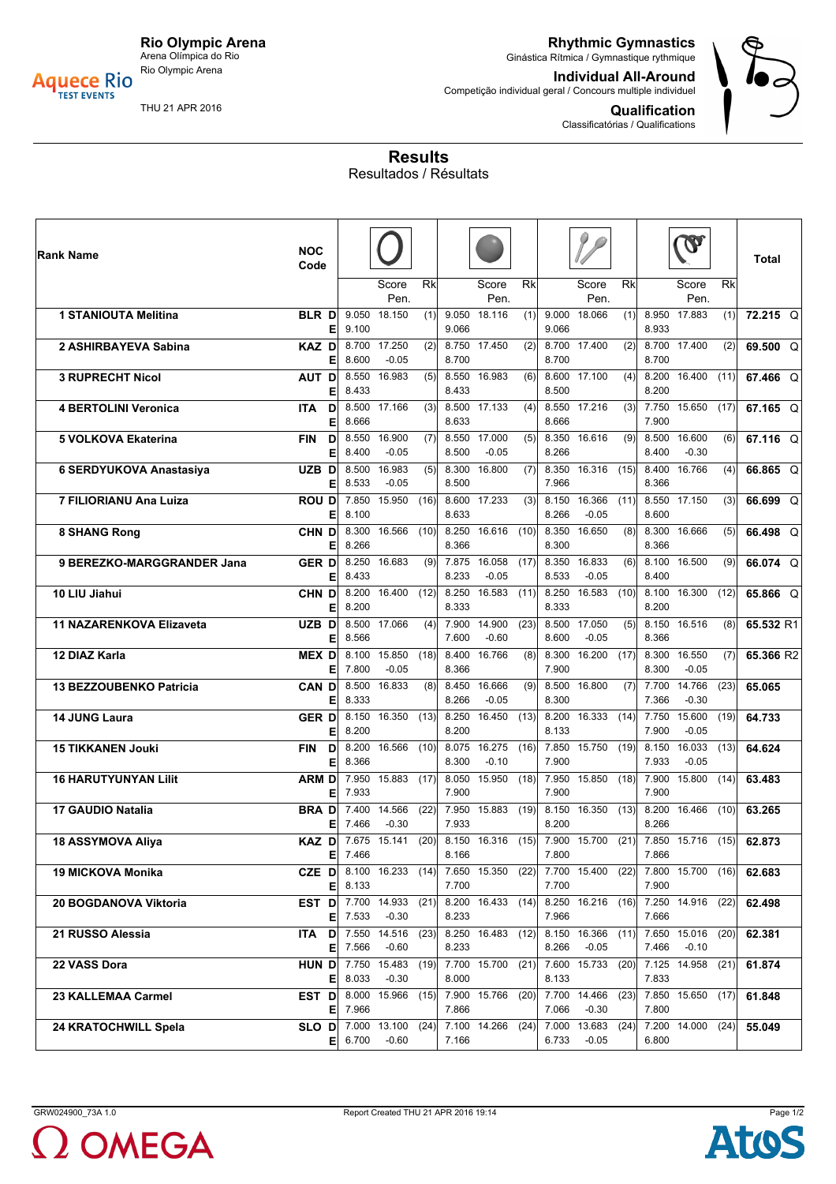**Rio Olympic Arena**
Arena Olímpica do Rio
Rio Olympic Arena

THU 21 APR 2016

**Rhythmic Gymnastics**
Ginástica Rítmica / Gymnastique rythmique

**Individual All-Around**
Competição individual geral / Concours multiple individuel

**Qualification**
Classificatórias / Qualifications

## Results
Resultados / Résultats

| Rank Name | NOC Code | | Hoop | Hoop Score / Pen. | Hoop Rk | Ball | Ball Score / Pen. | Ball Rk | Clubs | Clubs Score / Pen. | Clubs Rk | Ribbon | Ribbon Score / Pen. | Ribbon Rk | Total |
|---|---|---|---|---|---|---|---|---|---|---|---|---|---|---|---|
| 1 STANIOUTA Melitina | BLR | D | 9.050 | 18.150 | (1) | 9.050 | 18.116 | (1) | 9.000 | 18.066 | (1) | 8.950 | 17.883 | (1) | 72.215 Q |
| | | E | 9.100 | | | 9.066 | | | 9.066 | | | 8.933 | | | |
| 2 ASHIRBAYEVA Sabina | KAZ | D | 8.700 | 17.250 | (2) | 8.750 | 17.450 | (2) | 8.700 | 17.400 | (2) | 8.700 | 17.400 | (2) | 69.500 Q |
| | | E | 8.600 | -0.05 | | 8.700 | | | 8.700 | | | 8.700 | | | |
| 3 RUPRECHT Nicol | AUT | D | 8.550 | 16.983 | (5) | 8.550 | 16.983 | (6) | 8.600 | 17.100 | (4) | 8.200 | 16.400 | (11) | 67.466 Q |
| | | E | 8.433 | | | 8.433 | | | 8.500 | | | 8.200 | | | |
| 4 BERTOLINI Veronica | ITA | D | 8.500 | 17.166 | (3) | 8.500 | 17.133 | (4) | 8.550 | 17.216 | (3) | 7.750 | 15.650 | (17) | 67.165 Q |
| | | E | 8.666 | | | 8.633 | | | 8.666 | | | 7.900 | | | |
| 5 VOLKOVA Ekaterina | FIN | D | 8.550 | 16.900 | (7) | 8.550 | 17.000 | (5) | 8.350 | 16.616 | (9) | 8.500 | 16.600 | (6) | 67.116 Q |
| | | E | 8.400 | -0.05 | | 8.500 | -0.05 | | 8.266 | | | 8.400 | -0.30 | | |
| 6 SERDYUKOVA Anastasiya | UZB | D | 8.500 | 16.983 | (5) | 8.300 | 16.800 | (7) | 8.350 | 16.316 | (15) | 8.400 | 16.766 | (4) | 66.865 Q |
| | | E | 8.533 | -0.05 | | 8.500 | | | 7.966 | | | 8.366 | | | |
| 7 FILIORIANU Ana Luiza | ROU | D | 7.850 | 15.950 | (16) | 8.600 | 17.233 | (3) | 8.150 | 16.366 | (11) | 8.550 | 17.150 | (3) | 66.699 Q |
| | | E | 8.100 | | | 8.633 | | | 8.266 | -0.05 | | 8.600 | | | |
| 8 SHANG Rong | CHN | D | 8.300 | 16.566 | (10) | 8.250 | 16.616 | (10) | 8.350 | 16.650 | (8) | 8.300 | 16.666 | (5) | 66.498 Q |
| | | E | 8.266 | | | 8.366 | | | 8.300 | | | 8.366 | | | |
| 9 BEREZKO-MARGGRANDER Jana | GER | D | 8.250 | 16.683 | (9) | 7.875 | 16.058 | (17) | 8.350 | 16.833 | (6) | 8.100 | 16.500 | (9) | 66.074 Q |
| | | E | 8.433 | | | 8.233 | -0.05 | | 8.533 | -0.05 | | 8.400 | | | |
| 10 LIU Jiahui | CHN | D | 8.200 | 16.400 | (12) | 8.250 | 16.583 | (11) | 8.250 | 16.583 | (10) | 8.100 | 16.300 | (12) | 65.866 Q |
| | | E | 8.200 | | | 8.333 | | | 8.333 | | | 8.200 | | | |
| 11 NAZARENKOVA Elizaveta | UZB | D | 8.500 | 17.066 | (4) | 7.900 | 14.900 | (23) | 8.500 | 17.050 | (5) | 8.150 | 16.516 | (8) | 65.532 R1 |
| | | E | 8.566 | | | 7.600 | -0.60 | | 8.600 | -0.05 | | 8.366 | | | |
| 12 DIAZ Karla | MEX | D | 8.100 | 15.850 | (18) | 8.400 | 16.766 | (8) | 8.300 | 16.200 | (17) | 8.300 | 16.550 | (7) | 65.366 R2 |
| | | E | 7.800 | -0.05 | | 8.366 | | | 7.900 | | | 8.300 | -0.05 | | |
| 13 BEZZOUBENKO Patricia | CAN | D | 8.500 | 16.833 | (8) | 8.450 | 16.666 | (9) | 8.500 | 16.800 | (7) | 7.700 | 14.766 | (23) | 65.065 |
| | | E | 8.333 | | | 8.266 | -0.05 | | 8.300 | | | 7.366 | -0.30 | | |
| 14 JUNG Laura | GER | D | 8.150 | 16.350 | (13) | 8.250 | 16.450 | (13) | 8.200 | 16.333 | (14) | 7.750 | 15.600 | (19) | 64.733 |
| | | E | 8.200 | | | 8.200 | | | 8.133 | | | 7.900 | -0.05 | | |
| 15 TIKKANEN Jouki | FIN | D | 8.200 | 16.566 | (10) | 8.075 | 16.275 | (16) | 7.850 | 15.750 | (19) | 8.150 | 16.033 | (13) | 64.624 |
| | | E | 8.366 | | | 8.300 | -0.10 | | 7.900 | | | 7.933 | -0.05 | | |
| 16 HARUTYUNYAN Lilit | ARM | D | 7.950 | 15.883 | (17) | 8.050 | 15.950 | (18) | 7.950 | 15.850 | (18) | 7.900 | 15.800 | (14) | 63.483 |
| | | E | 7.933 | | | 7.900 | | | 7.900 | | | 7.900 | | | |
| 17 GAUDIO Natalia | BRA | D | 7.400 | 14.566 | (22) | 7.950 | 15.883 | (19) | 8.150 | 16.350 | (13) | 8.200 | 16.466 | (10) | 63.265 |
| | | E | 7.466 | -0.30 | | 7.933 | | | 8.200 | | | 8.266 | | | |
| 18 ASSYMOVA Aliya | KAZ | D | 7.675 | 15.141 | (20) | 8.150 | 16.316 | (15) | 7.900 | 15.700 | (21) | 7.850 | 15.716 | (15) | 62.873 |
| | | E | 7.466 | | | 8.166 | | | 7.800 | | | 7.866 | | | |
| 19 MICKOVA Monika | CZE | D | 8.100 | 16.233 | (14) | 7.650 | 15.350 | (22) | 7.700 | 15.400 | (22) | 7.800 | 15.700 | (16) | 62.683 |
| | | E | 8.133 | | | 7.700 | | | 7.700 | | | 7.900 | | | |
| 20 BOGDANOVA Viktoria | EST | D | 7.700 | 14.933 | (21) | 8.200 | 16.433 | (14) | 8.250 | 16.216 | (16) | 7.250 | 14.916 | (22) | 62.498 |
| | | E | 7.533 | -0.30 | | 8.233 | | | 7.966 | | | 7.666 | | | |
| 21 RUSSO Alessia | ITA | D | 7.550 | 14.516 | (23) | 8.250 | 16.483 | (12) | 8.150 | 16.366 | (11) | 7.650 | 15.016 | (20) | 62.381 |
| | | E | 7.566 | -0.60 | | 8.233 | | | 8.266 | -0.05 | | 7.466 | -0.10 | | |
| 22 VASS Dora | HUN | D | 7.750 | 15.483 | (19) | 7.700 | 15.700 | (21) | 7.600 | 15.733 | (20) | 7.125 | 14.958 | (21) | 61.874 |
| | | E | 8.033 | -0.30 | | 8.000 | | | 8.133 | | | 7.833 | | | |
| 23 KALLEMAA Carmel | EST | D | 8.000 | 15.966 | (15) | 7.900 | 15.766 | (20) | 7.700 | 14.466 | (23) | 7.850 | 15.650 | (17) | 61.848 |
| | | E | 7.966 | | | 7.866 | | | 7.066 | -0.30 | | 7.800 | | | |
| 24 KRATOCHWILL Spela | SLO | D | 7.000 | 13.100 | (24) | 7.100 | 14.266 | (24) | 7.000 | 13.683 | (24) | 7.200 | 14.000 | (24) | 55.049 |
| | | E | 6.700 | -0.60 | | 7.166 | | | 6.733 | -0.05 | | 6.800 | | | |

GRW024900_73A 1.0 Report Created THU 21 APR 2016 19:14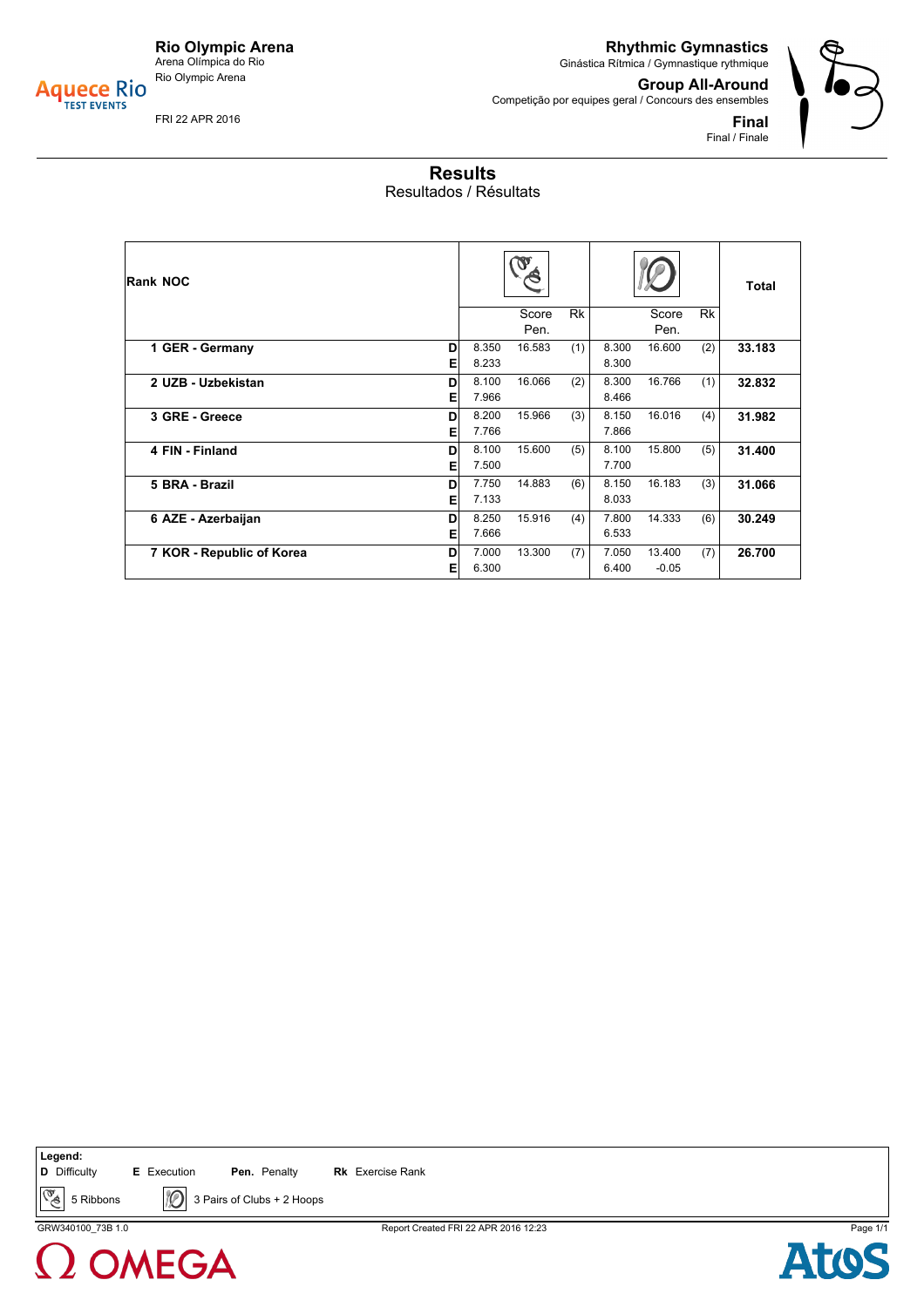**Rio Olympic Arena**
Arena Olímpica do Rio
Rio Olympic Arena

FRI 22 APR 2016

**Rhythmic Gymnastics**
Ginástica Rítmica / Gymnastique rythmique

**Group All-Around**
Competição por equipes geral / Concours des ensembles

**Final**
Final / Finale

# Results
Resultados / Résultats

| Rank | NOC | | 5 Ribbons | Score Pen. | Rk | 3 Pairs of Clubs + 2 Hoops | Score Pen. | Rk | Total |
|---|---|---|---|---|---|---|---|---|---|
| 1 | GER - Germany | D | 8.350 | 16.583 | (1) | 8.300 | 16.600 | (2) | 33.183 |
| | | E | 8.233 | | | 8.300 | | | |
| 2 | UZB - Uzbekistan | D | 8.100 | 16.066 | (2) | 8.300 | 16.766 | (1) | 32.832 |
| | | E | 7.966 | | | 8.466 | | | |
| 3 | GRE - Greece | D | 8.200 | 15.966 | (3) | 8.150 | 16.016 | (4) | 31.982 |
| | | E | 7.766 | | | 7.866 | | | |
| 4 | FIN - Finland | D | 8.100 | 15.600 | (5) | 8.100 | 15.800 | (5) | 31.400 |
| | | E | 7.500 | | | 7.700 | | | |
| 5 | BRA - Brazil | D | 7.750 | 14.883 | (6) | 8.150 | 16.183 | (3) | 31.066 |
| | | E | 7.133 | | | 8.033 | | | |
| 6 | AZE - Azerbaijan | D | 8.250 | 15.916 | (4) | 7.800 | 14.333 | (6) | 30.249 |
| | | E | 7.666 | | | 6.533 | | | |
| 7 | KOR - Republic of Korea | D | 7.000 | 13.300 | (7) | 7.050 | 13.400 | (7) | 26.700 |
| | | E | 6.300 | | | 6.400 | -0.05 | | |

**Legend:**
**D** Difficulty **E** Execution **Pen.** Penalty **Rk** Exercise Rank
5 Ribbons 3 Pairs of Clubs + 2 Hoops

GRW340100_73B 1.0 Report Created FRI 22 APR 2016 12:23